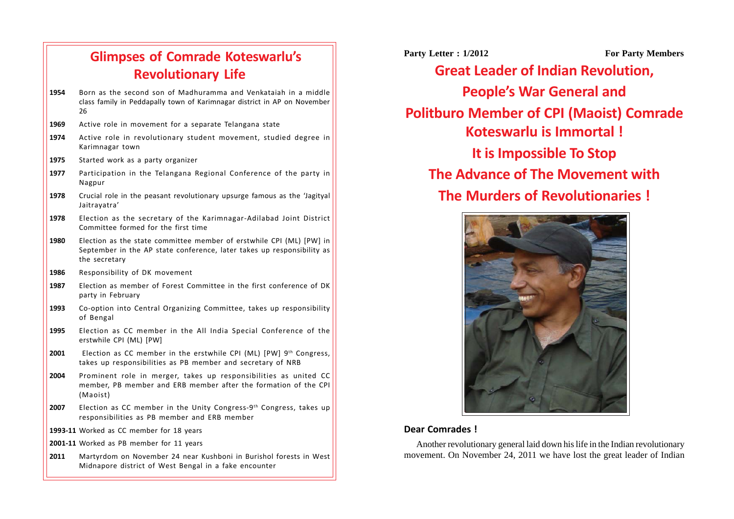## Glimpses of Comrade Koteswarlu's Revolutionary Life

| | |
|---|---|
| **1954** | Born as the second son of Madhuramma and Venkataiah in a middle class family in Peddapally town of Karimnagar district in AP on November 26 |
| **1969** | Active role in movement for a separate Telangana state |
| **1974** | Active role in revolutionary student movement, studied degree in Karimnagar town |
| **1975** | Started work as a party organizer |
| **1977** | Participation in the Telangana Regional Conference of the party in Nagpur |
| **1978** | Crucial role in the peasant revolutionary upsurge famous as the 'Jagityal Jaitrayatra' |
| **1978** | Election as the secretary of the Karimnagar-Adilabad Joint District Committee formed for the first time |
| **1980** | Election as the state committee member of erstwhile CPI (ML) [PW] in September in the AP state conference, later takes up responsibility as the secretary |
| **1986** | Responsibility of DK movement |
| **1987** | Election as member of Forest Committee in the first conference of DK party in February |
| **1993** | Co-option into Central Organizing Committee, takes up responsibility of Bengal |
| **1995** | Election as CC member in the All India Special Conference of the erstwhile CPI (ML) [PW] |
| **2001** | Election as CC member in the erstwhile CPI (ML) [PW] 9th Congress, takes up responsibilities as PB member and secretary of NRB |
| **2004** | Prominent role in merger, takes up responsibilities as united CC member, PB member and ERB member after the formation of the CPI (Maoist) |
| **2007** | Election as CC member in the Unity Congress-9th Congress, takes up responsibilities as PB member and ERB member |
| **1993-11** | Worked as CC member for 18 years |
| **2001-11** | Worked as PB member for 11 years |
| **2011** | Martyrdom on November 24 near Kushboni in Burishol forests in West Midnapore district of West Bengal in a fake encounter |

**Party Letter : 1/2012** **For Party Members**

# Great Leader of Indian Revolution, People's War General and Politburo Member of CPI (Maoist) Comrade Koteswarlu is Immortal !

# It is Impossible To Stop The Advance of The Movement with The Murders of Revolutionaries !

### Dear Comrades !

Another revolutionary general laid down his life in the Indian revolutionary movement. On November 24, 2011 we have lost the great leader of Indian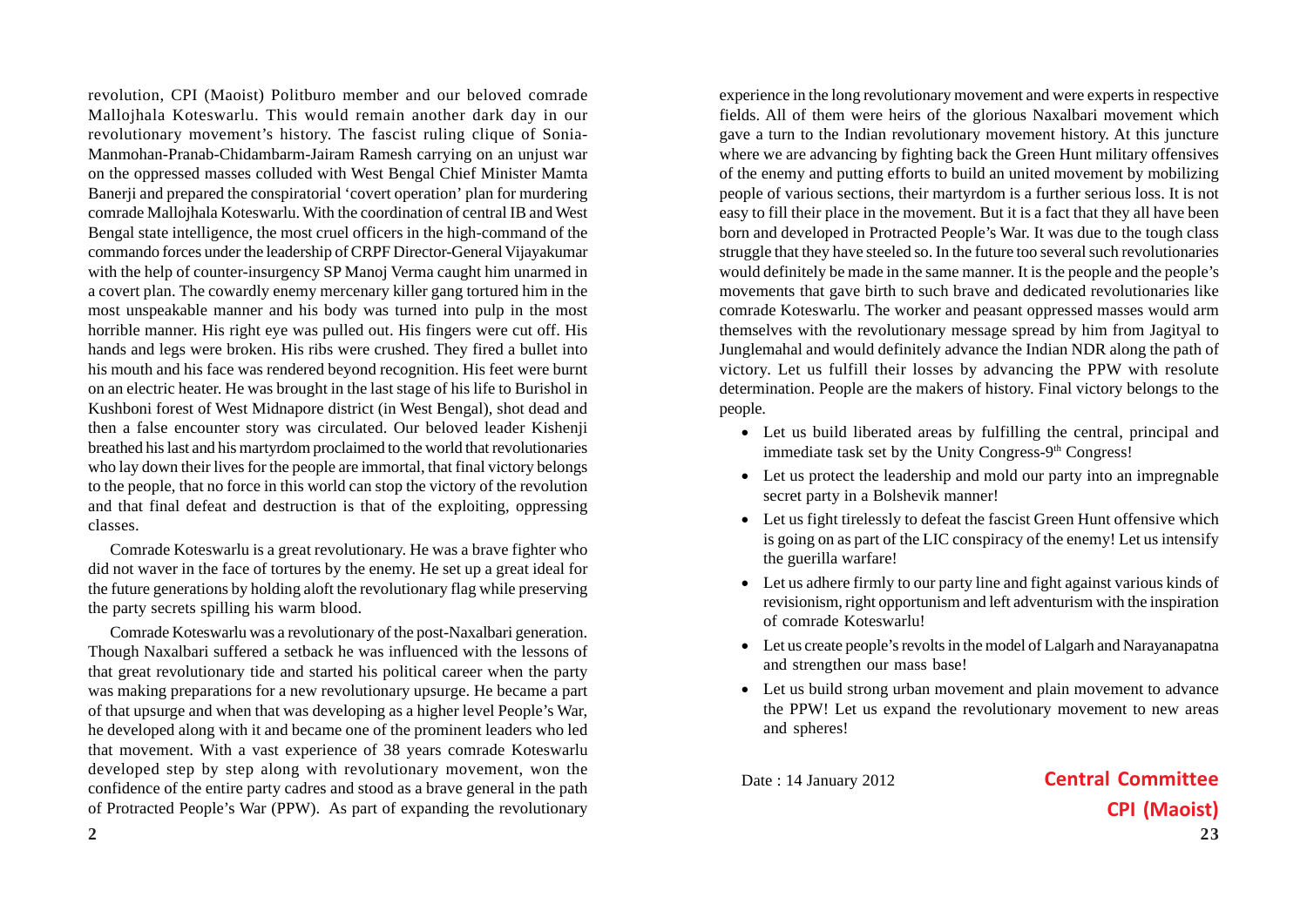revolution, CPI (Maoist) Politburo member and our beloved comrade Mallojhala Koteswarlu. This would remain another dark day in our revolutionary movement's history. The fascist ruling clique of Sonia-Manmohan-Pranab-Chidambarm-Jairam Ramesh carrying on an unjust war on the oppressed masses colluded with West Bengal Chief Minister Mamta Banerji and prepared the conspiratorial 'covert operation' plan for murdering comrade Mallojhala Koteswarlu. With the coordination of central IB and West Bengal state intelligence, the most cruel officers in the high-command of the commando forces under the leadership of CRPF Director-General Vijayakumar with the help of counter-insurgency SP Manoj Verma caught him unarmed in a covert plan. The cowardly enemy mercenary killer gang tortured him in the most unspeakable manner and his body was turned into pulp in the most horrible manner. His right eye was pulled out. His fingers were cut off. His hands and legs were broken. His ribs were crushed. They fired a bullet into his mouth and his face was rendered beyond recognition. His feet were burnt on an electric heater. He was brought in the last stage of his life to Burishol in Kushboni forest of West Midnapore district (in West Bengal), shot dead and then a false encounter story was circulated. Our beloved leader Kishenji breathed his last and his martyrdom proclaimed to the world that revolutionaries who lay down their lives for the people are immortal, that final victory belongs to the people, that no force in this world can stop the victory of the revolution and that final defeat and destruction is that of the exploiting, oppressing classes.

Comrade Koteswarlu is a great revolutionary. He was a brave fighter who did not waver in the face of tortures by the enemy. He set up a great ideal for the future generations by holding aloft the revolutionary flag while preserving the party secrets spilling his warm blood.

Comrade Koteswarlu was a revolutionary of the post-Naxalbari generation. Though Naxalbari suffered a setback he was influenced with the lessons of that great revolutionary tide and started his political career when the party was making preparations for a new revolutionary upsurge. He became a part of that upsurge and when that was developing as a higher level People's War, he developed along with it and became one of the prominent leaders who led that movement. With a vast experience of 38 years comrade Koteswarlu developed step by step along with revolutionary movement, won the confidence of the entire party cadres and stood as a brave general in the path of Protracted People's War (PPW). As part of expanding the revolutionary

experience in the long revolutionary movement and were experts in respective fields. All of them were heirs of the glorious Naxalbari movement which gave a turn to the Indian revolutionary movement history. At this juncture where we are advancing by fighting back the Green Hunt military offensives of the enemy and putting efforts to build an united movement by mobilizing people of various sections, their martyrdom is a further serious loss. It is not easy to fill their place in the movement. But it is a fact that they all have been born and developed in Protracted People's War. It was due to the tough class struggle that they have steeled so. In the future too several such revolutionaries would definitely be made in the same manner. It is the people and the people's movements that gave birth to such brave and dedicated revolutionaries like comrade Koteswarlu. The worker and peasant oppressed masses would arm themselves with the revolutionary message spread by him from Jagityal to Junglemahal and would definitely advance the Indian NDR along the path of victory. Let us fulfill their losses by advancing the PPW with resolute determination. People are the makers of history. Final victory belongs to the people.

- Let us build liberated areas by fulfilling the central, principal and immediate task set by the Unity Congress-9th Congress!
- Let us protect the leadership and mold our party into an impregnable secret party in a Bolshevik manner!
- Let us fight tirelessly to defeat the fascist Green Hunt offensive which is going on as part of the LIC conspiracy of the enemy! Let us intensify the guerilla warfare!
- Let us adhere firmly to our party line and fight against various kinds of revisionism, right opportunism and left adventurism with the inspiration of comrade Koteswarlu!
- Let us create people's revolts in the model of Lalgarh and Narayanapatna and strengthen our mass base!
- Let us build strong urban movement and plain movement to advance the PPW! Let us expand the revolutionary movement to new areas and spheres!

Date : 14 January 2012

**Central Committee**
**CPI (Maoist)**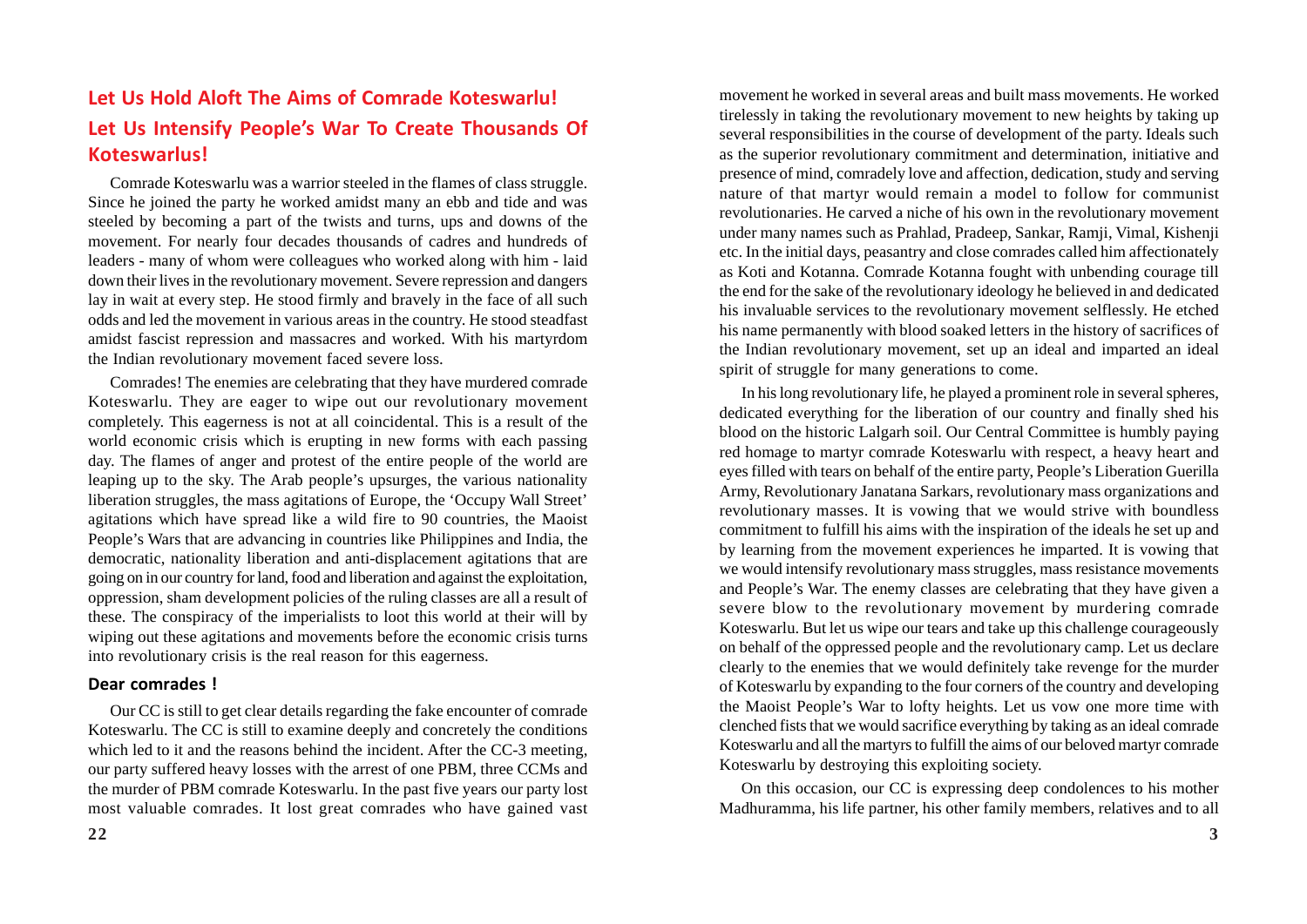## Let Us Hold Aloft The Aims of Comrade Koteswarlu!

## Let Us Intensify People's War To Create Thousands Of Koteswarlus!

Comrade Koteswarlu was a warrior steeled in the flames of class struggle. Since he joined the party he worked amidst many an ebb and tide and was steeled by becoming a part of the twists and turns, ups and downs of the movement. For nearly four decades thousands of cadres and hundreds of leaders - many of whom were colleagues who worked along with him - laid down their lives in the revolutionary movement. Severe repression and dangers lay in wait at every step. He stood firmly and bravely in the face of all such odds and led the movement in various areas in the country. He stood steadfast amidst fascist repression and massacres and worked. With his martyrdom the Indian revolutionary movement faced severe loss.

Comrades! The enemies are celebrating that they have murdered comrade Koteswarlu. They are eager to wipe out our revolutionary movement completely. This eagerness is not at all coincidental. This is a result of the world economic crisis which is erupting in new forms with each passing day. The flames of anger and protest of the entire people of the world are leaping up to the sky. The Arab people's upsurges, the various nationality liberation struggles, the mass agitations of Europe, the 'Occupy Wall Street' agitations which have spread like a wild fire to 90 countries, the Maoist People's Wars that are advancing in countries like Philippines and India, the democratic, nationality liberation and anti-displacement agitations that are going on in our country for land, food and liberation and against the exploitation, oppression, sham development policies of the ruling classes are all a result of these. The conspiracy of the imperialists to loot this world at their will by wiping out these agitations and movements before the economic crisis turns into revolutionary crisis is the real reason for this eagerness.

**Dear comrades !**

Our CC is still to get clear details regarding the fake encounter of comrade Koteswarlu. The CC is still to examine deeply and concretely the conditions which led to it and the reasons behind the incident. After the CC-3 meeting, our party suffered heavy losses with the arrest of one PBM, three CCMs and the murder of PBM comrade Koteswarlu. In the past five years our party lost most valuable comrades. It lost great comrades who have gained vast movement he worked in several areas and built mass movements. He worked tirelessly in taking the revolutionary movement to new heights by taking up several responsibilities in the course of development of the party. Ideals such as the superior revolutionary commitment and determination, initiative and presence of mind, comradely love and affection, dedication, study and serving nature of that martyr would remain a model to follow for communist revolutionaries. He carved a niche of his own in the revolutionary movement under many names such as Prahlad, Pradeep, Sankar, Ramji, Vimal, Kishenji etc. In the initial days, peasantry and close comrades called him affectionately as Koti and Kotanna. Comrade Kotanna fought with unbending courage till the end for the sake of the revolutionary ideology he believed in and dedicated his invaluable services to the revolutionary movement selflessly. He etched his name permanently with blood soaked letters in the history of sacrifices of the Indian revolutionary movement, set up an ideal and imparted an ideal spirit of struggle for many generations to come.

In his long revolutionary life, he played a prominent role in several spheres, dedicated everything for the liberation of our country and finally shed his blood on the historic Lalgarh soil. Our Central Committee is humbly paying red homage to martyr comrade Koteswarlu with respect, a heavy heart and eyes filled with tears on behalf of the entire party, People's Liberation Guerilla Army, Revolutionary Janatana Sarkars, revolutionary mass organizations and revolutionary masses. It is vowing that we would strive with boundless commitment to fulfill his aims with the inspiration of the ideals he set up and by learning from the movement experiences he imparted. It is vowing that we would intensify revolutionary mass struggles, mass resistance movements and People's War. The enemy classes are celebrating that they have given a severe blow to the revolutionary movement by murdering comrade Koteswarlu. But let us wipe our tears and take up this challenge courageously on behalf of the oppressed people and the revolutionary camp. Let us declare clearly to the enemies that we would definitely take revenge for the murder of Koteswarlu by expanding to the four corners of the country and developing the Maoist People's War to lofty heights. Let us vow one more time with clenched fists that we would sacrifice everything by taking as an ideal comrade Koteswarlu and all the martyrs to fulfill the aims of our beloved martyr comrade Koteswarlu by destroying this exploiting society.

On this occasion, our CC is expressing deep condolences to his mother Madhuramma, his life partner, his other family members, relatives and to all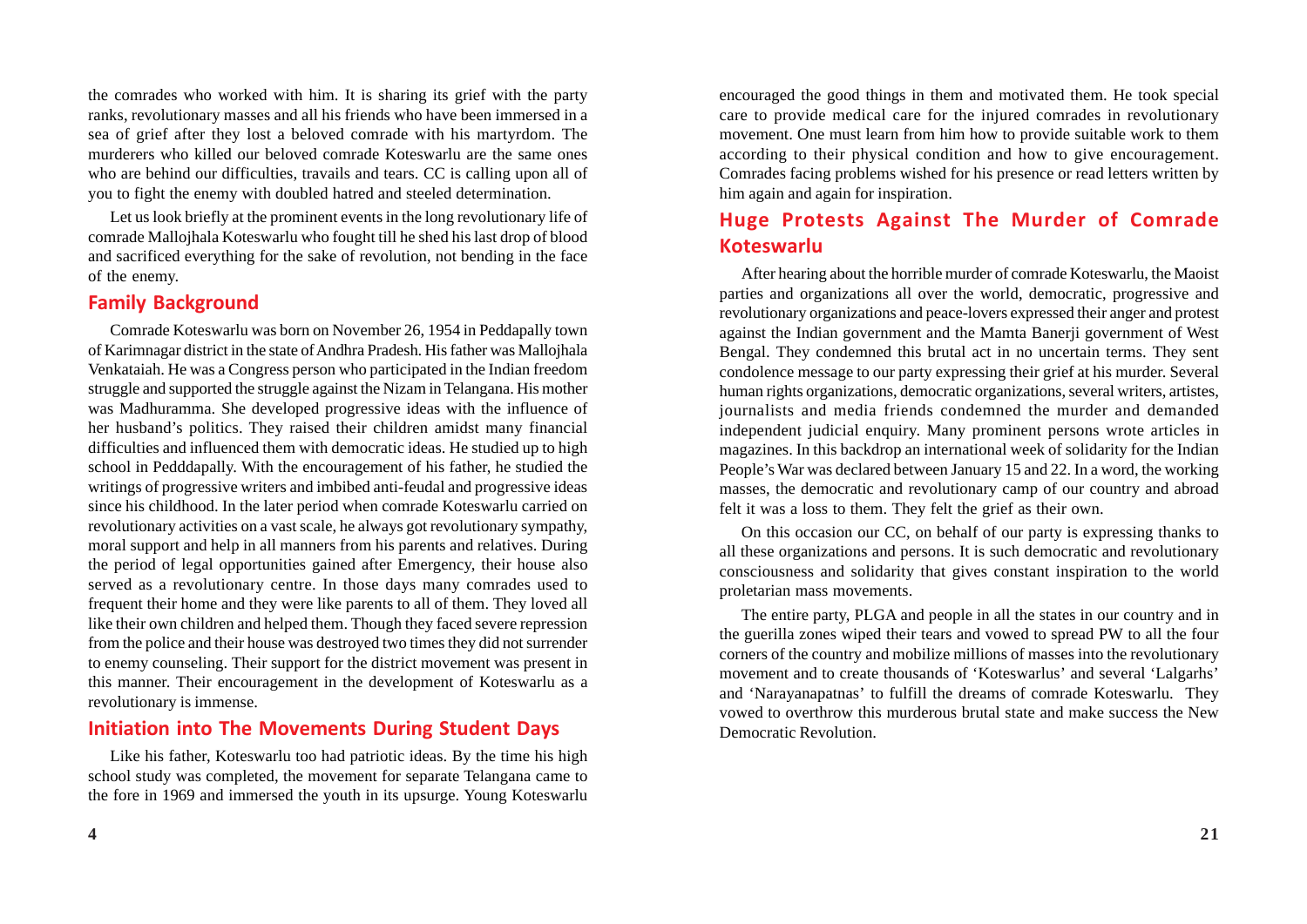the comrades who worked with him. It is sharing its grief with the party ranks, revolutionary masses and all his friends who have been immersed in a sea of grief after they lost a beloved comrade with his martyrdom. The murderers who killed our beloved comrade Koteswarlu are the same ones who are behind our difficulties, travails and tears. CC is calling upon all of you to fight the enemy with doubled hatred and steeled determination.

Let us look briefly at the prominent events in the long revolutionary life of comrade Mallojhala Koteswarlu who fought till he shed his last drop of blood and sacrificed everything for the sake of revolution, not bending in the face of the enemy.

## Family Background

Comrade Koteswarlu was born on November 26, 1954 in Peddapally town of Karimnagar district in the state of Andhra Pradesh. His father was Mallojhala Venkataiah. He was a Congress person who participated in the Indian freedom struggle and supported the struggle against the Nizam in Telangana. His mother was Madhuramma. She developed progressive ideas with the influence of her husband's politics. They raised their children amidst many financial difficulties and influenced them with democratic ideas. He studied up to high school in Pedddapally. With the encouragement of his father, he studied the writings of progressive writers and imbibed anti-feudal and progressive ideas since his childhood. In the later period when comrade Koteswarlu carried on revolutionary activities on a vast scale, he always got revolutionary sympathy, moral support and help in all manners from his parents and relatives. During the period of legal opportunities gained after Emergency, their house also served as a revolutionary centre. In those days many comrades used to frequent their home and they were like parents to all of them. They loved all like their own children and helped them. Though they faced severe repression from the police and their house was destroyed two times they did not surrender to enemy counseling. Their support for the district movement was present in this manner. Their encouragement in the development of Koteswarlu as a revolutionary is immense.

## Initiation into The Movements During Student Days

Like his father, Koteswarlu too had patriotic ideas. By the time his high school study was completed, the movement for separate Telangana came to the fore in 1969 and immersed the youth in its upsurge. Young Koteswarlu

encouraged the good things in them and motivated them. He took special care to provide medical care for the injured comrades in revolutionary movement. One must learn from him how to provide suitable work to them according to their physical condition and how to give encouragement. Comrades facing problems wished for his presence or read letters written by him again and again for inspiration.

## Huge Protests Against The Murder of Comrade Koteswarlu

After hearing about the horrible murder of comrade Koteswarlu, the Maoist parties and organizations all over the world, democratic, progressive and revolutionary organizations and peace-lovers expressed their anger and protest against the Indian government and the Mamta Banerji government of West Bengal. They condemned this brutal act in no uncertain terms. They sent condolence message to our party expressing their grief at his murder. Several human rights organizations, democratic organizations, several writers, artistes, journalists and media friends condemned the murder and demanded independent judicial enquiry. Many prominent persons wrote articles in magazines. In this backdrop an international week of solidarity for the Indian People's War was declared between January 15 and 22. In a word, the working masses, the democratic and revolutionary camp of our country and abroad felt it was a loss to them. They felt the grief as their own.

On this occasion our CC, on behalf of our party is expressing thanks to all these organizations and persons. It is such democratic and revolutionary consciousness and solidarity that gives constant inspiration to the world proletarian mass movements.

The entire party, PLGA and people in all the states in our country and in the guerilla zones wiped their tears and vowed to spread PW to all the four corners of the country and mobilize millions of masses into the revolutionary movement and to create thousands of 'Koteswarlus' and several 'Lalgarhs' and 'Narayanapatnas' to fulfill the dreams of comrade Koteswarlu. They vowed to overthrow this murderous brutal state and make success the New Democratic Revolution.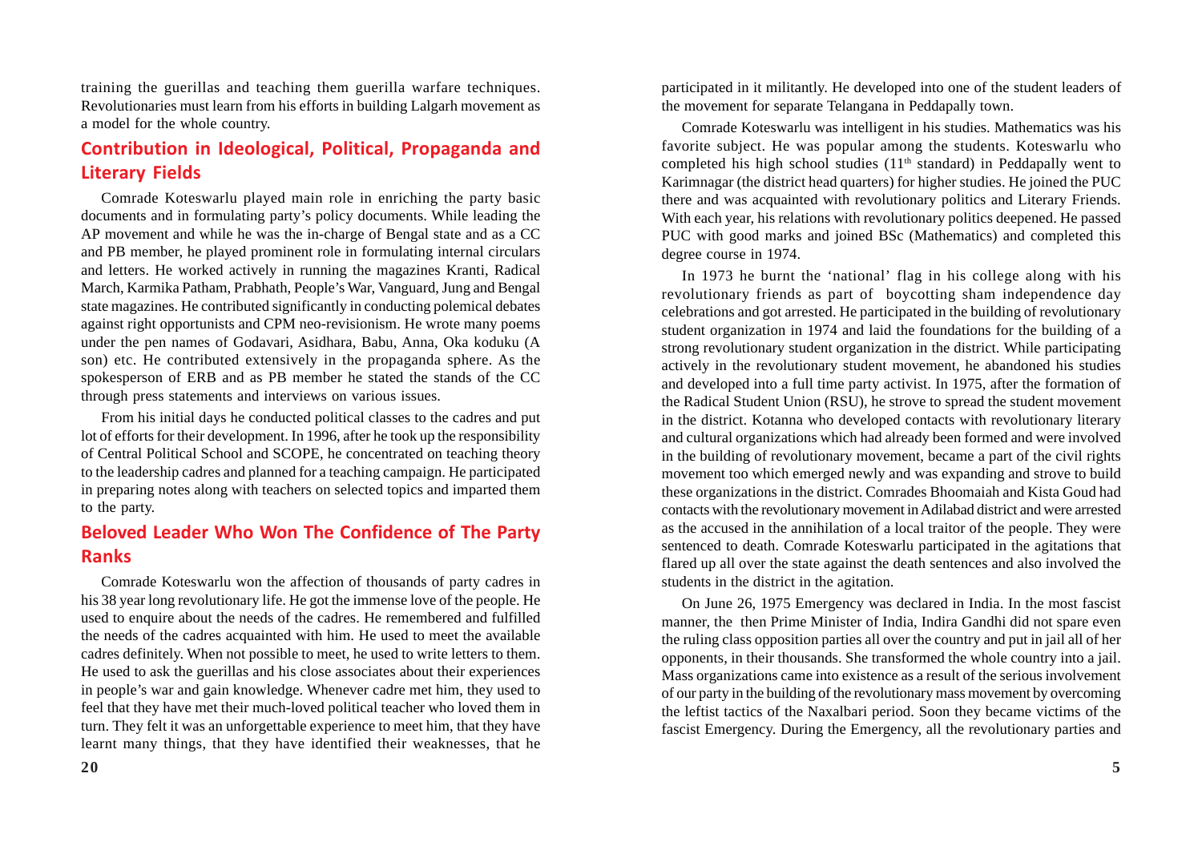training the guerillas and teaching them guerilla warfare techniques. Revolutionaries must learn from his efforts in building Lalgarh movement as a model for the whole country.

## Contribution in Ideological, Political, Propaganda and Literary Fields

Comrade Koteswarlu played main role in enriching the party basic documents and in formulating party's policy documents. While leading the AP movement and while he was the in-charge of Bengal state and as a CC and PB member, he played prominent role in formulating internal circulars and letters. He worked actively in running the magazines Kranti, Radical March, Karmika Patham, Prabhath, People's War, Vanguard, Jung and Bengal state magazines. He contributed significantly in conducting polemical debates against right opportunists and CPM neo-revisionism. He wrote many poems under the pen names of Godavari, Asidhara, Babu, Anna, Oka koduku (A son) etc. He contributed extensively in the propaganda sphere. As the spokesperson of ERB and as PB member he stated the stands of the CC through press statements and interviews on various issues.

From his initial days he conducted political classes to the cadres and put lot of efforts for their development. In 1996, after he took up the responsibility of Central Political School and SCOPE, he concentrated on teaching theory to the leadership cadres and planned for a teaching campaign. He participated in preparing notes along with teachers on selected topics and imparted them to the party.

## Beloved Leader Who Won The Confidence of The Party Ranks

Comrade Koteswarlu won the affection of thousands of party cadres in his 38 year long revolutionary life. He got the immense love of the people. He used to enquire about the needs of the cadres. He remembered and fulfilled the needs of the cadres acquainted with him. He used to meet the available cadres definitely. When not possible to meet, he used to write letters to them. He used to ask the guerillas and his close associates about their experiences in people's war and gain knowledge. Whenever cadre met him, they used to feel that they have met their much-loved political teacher who loved them in turn. They felt it was an unforgettable experience to meet him, that they have learnt many things, that they have identified their weaknesses, that he

participated in it militantly. He developed into one of the student leaders of the movement for separate Telangana in Peddapally town.

Comrade Koteswarlu was intelligent in his studies. Mathematics was his favorite subject. He was popular among the students. Koteswarlu who completed his high school studies (11th standard) in Peddapally went to Karimnagar (the district head quarters) for higher studies. He joined the PUC there and was acquainted with revolutionary politics and Literary Friends. With each year, his relations with revolutionary politics deepened. He passed PUC with good marks and joined BSc (Mathematics) and completed this degree course in 1974.

In 1973 he burnt the 'national' flag in his college along with his revolutionary friends as part of boycotting sham independence day celebrations and got arrested. He participated in the building of revolutionary student organization in 1974 and laid the foundations for the building of a strong revolutionary student organization in the district. While participating actively in the revolutionary student movement, he abandoned his studies and developed into a full time party activist. In 1975, after the formation of the Radical Student Union (RSU), he strove to spread the student movement in the district. Kotanna who developed contacts with revolutionary literary and cultural organizations which had already been formed and were involved in the building of revolutionary movement, became a part of the civil rights movement too which emerged newly and was expanding and strove to build these organizations in the district. Comrades Bhoomaiah and Kista Goud had contacts with the revolutionary movement in Adilabad district and were arrested as the accused in the annihilation of a local traitor of the people. They were sentenced to death. Comrade Koteswarlu participated in the agitations that flared up all over the state against the death sentences and also involved the students in the district in the agitation.

On June 26, 1975 Emergency was declared in India. In the most fascist manner, the then Prime Minister of India, Indira Gandhi did not spare even the ruling class opposition parties all over the country and put in jail all of her opponents, in their thousands. She transformed the whole country into a jail. Mass organizations came into existence as a result of the serious involvement of our party in the building of the revolutionary mass movement by overcoming the leftist tactics of the Naxalbari period. Soon they became victims of the fascist Emergency. During the Emergency, all the revolutionary parties and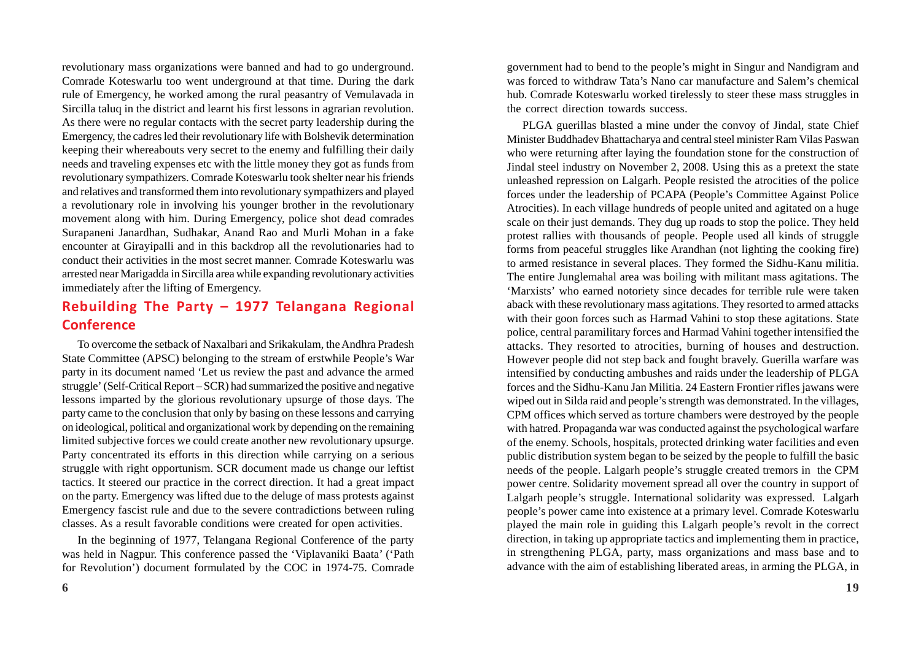revolutionary mass organizations were banned and had to go underground. Comrade Koteswarlu too went underground at that time. During the dark rule of Emergency, he worked among the rural peasantry of Vemulavada in Sircilla taluq in the district and learnt his first lessons in agrarian revolution. As there were no regular contacts with the secret party leadership during the Emergency, the cadres led their revolutionary life with Bolshevik determination keeping their whereabouts very secret to the enemy and fulfilling their daily needs and traveling expenses etc with the little money they got as funds from revolutionary sympathizers. Comrade Koteswarlu took shelter near his friends and relatives and transformed them into revolutionary sympathizers and played a revolutionary role in involving his younger brother in the revolutionary movement along with him. During Emergency, police shot dead comrades Surapaneni Janardhan, Sudhakar, Anand Rao and Murli Mohan in a fake encounter at Girayipalli and in this backdrop all the revolutionaries had to conduct their activities in the most secret manner. Comrade Koteswarlu was arrested near Marigadda in Sircilla area while expanding revolutionary activities immediately after the lifting of Emergency.

## Rebuilding The Party – 1977 Telangana Regional Conference

To overcome the setback of Naxalbari and Srikakulam, the Andhra Pradesh State Committee (APSC) belonging to the stream of erstwhile People's War party in its document named 'Let us review the past and advance the armed struggle' (Self-Critical Report – SCR) had summarized the positive and negative lessons imparted by the glorious revolutionary upsurge of those days. The party came to the conclusion that only by basing on these lessons and carrying on ideological, political and organizational work by depending on the remaining limited subjective forces we could create another new revolutionary upsurge. Party concentrated its efforts in this direction while carrying on a serious struggle with right opportunism. SCR document made us change our leftist tactics. It steered our practice in the correct direction. It had a great impact on the party. Emergency was lifted due to the deluge of mass protests against Emergency fascist rule and due to the severe contradictions between ruling classes. As a result favorable conditions were created for open activities.

In the beginning of 1977, Telangana Regional Conference of the party was held in Nagpur. This conference passed the 'Viplavaniki Baata' ('Path for Revolution') document formulated by the COC in 1974-75. Comrade

government had to bend to the people's might in Singur and Nandigram and was forced to withdraw Tata's Nano car manufacture and Salem's chemical hub. Comrade Koteswarlu worked tirelessly to steer these mass struggles in the correct direction towards success.

PLGA guerillas blasted a mine under the convoy of Jindal, state Chief Minister Buddhadev Bhattacharya and central steel minister Ram Vilas Paswan who were returning after laying the foundation stone for the construction of Jindal steel industry on November 2, 2008. Using this as a pretext the state unleashed repression on Lalgarh. People resisted the atrocities of the police forces under the leadership of PCAPA (People's Committee Against Police Atrocities). In each village hundreds of people united and agitated on a huge scale on their just demands. They dug up roads to stop the police. They held protest rallies with thousands of people. People used all kinds of struggle forms from peaceful struggles like Arandhan (not lighting the cooking fire) to armed resistance in several places. They formed the Sidhu-Kanu militia. The entire Junglemahal area was boiling with militant mass agitations. The 'Marxists' who earned notoriety since decades for terrible rule were taken aback with these revolutionary mass agitations. They resorted to armed attacks with their goon forces such as Harmad Vahini to stop these agitations. State police, central paramilitary forces and Harmad Vahini together intensified the attacks. They resorted to atrocities, burning of houses and destruction. However people did not step back and fought bravely. Guerilla warfare was intensified by conducting ambushes and raids under the leadership of PLGA forces and the Sidhu-Kanu Jan Militia. 24 Eastern Frontier rifles jawans were wiped out in Silda raid and people's strength was demonstrated. In the villages, CPM offices which served as torture chambers were destroyed by the people with hatred. Propaganda war was conducted against the psychological warfare of the enemy. Schools, hospitals, protected drinking water facilities and even public distribution system began to be seized by the people to fulfill the basic needs of the people. Lalgarh people's struggle created tremors in the CPM power centre. Solidarity movement spread all over the country in support of Lalgarh people's struggle. International solidarity was expressed. Lalgarh people's power came into existence at a primary level. Comrade Koteswarlu played the main role in guiding this Lalgarh people's revolt in the correct direction, in taking up appropriate tactics and implementing them in practice, in strengthening PLGA, party, mass organizations and mass base and to advance with the aim of establishing liberated areas, in arming the PLGA, in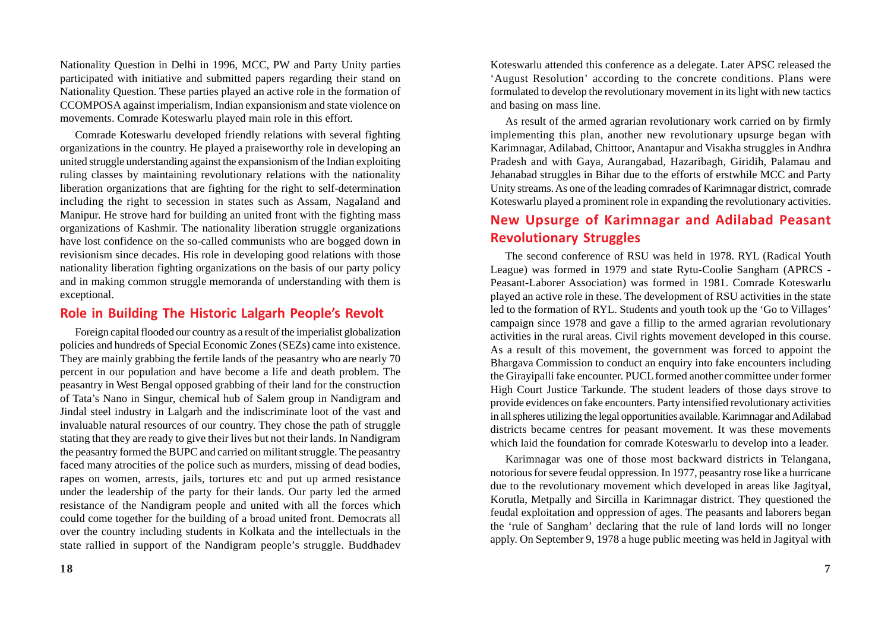Nationality Question in Delhi in 1996, MCC, PW and Party Unity parties participated with initiative and submitted papers regarding their stand on Nationality Question. These parties played an active role in the formation of CCOMPOSA against imperialism, Indian expansionism and state violence on movements. Comrade Koteswarlu played main role in this effort.

Comrade Koteswarlu developed friendly relations with several fighting organizations in the country. He played a praiseworthy role in developing an united struggle understanding against the expansionism of the Indian exploiting ruling classes by maintaining revolutionary relations with the nationality liberation organizations that are fighting for the right to self-determination including the right to secession in states such as Assam, Nagaland and Manipur. He strove hard for building an united front with the fighting mass organizations of Kashmir. The nationality liberation struggle organizations have lost confidence on the so-called communists who are bogged down in revisionism since decades. His role in developing good relations with those nationality liberation fighting organizations on the basis of our party policy and in making common struggle memoranda of understanding with them is exceptional.

## Role in Building The Historic Lalgarh People's Revolt

Foreign capital flooded our country as a result of the imperialist globalization policies and hundreds of Special Economic Zones (SEZs) came into existence. They are mainly grabbing the fertile lands of the peasantry who are nearly 70 percent in our population and have become a life and death problem. The peasantry in West Bengal opposed grabbing of their land for the construction of Tata's Nano in Singur, chemical hub of Salem group in Nandigram and Jindal steel industry in Lalgarh and the indiscriminate loot of the vast and invaluable natural resources of our country. They chose the path of struggle stating that they are ready to give their lives but not their lands. In Nandigram the peasantry formed the BUPC and carried on militant struggle. The peasantry faced many atrocities of the police such as murders, missing of dead bodies, rapes on women, arrests, jails, tortures etc and put up armed resistance under the leadership of the party for their lands. Our party led the armed resistance of the Nandigram people and united with all the forces which could come together for the building of a broad united front. Democrats all over the country including students in Kolkata and the intellectuals in the state rallied in support of the Nandigram people's struggle. Buddhadev

Koteswarlu attended this conference as a delegate. Later APSC released the 'August Resolution' according to the concrete conditions. Plans were formulated to develop the revolutionary movement in its light with new tactics and basing on mass line.

As result of the armed agrarian revolutionary work carried on by firmly implementing this plan, another new revolutionary upsurge began with Karimnagar, Adilabad, Chittoor, Anantapur and Visakha struggles in Andhra Pradesh and with Gaya, Aurangabad, Hazaribagh, Giridih, Palamau and Jehanabad struggles in Bihar due to the efforts of erstwhile MCC and Party Unity streams. As one of the leading comrades of Karimnagar district, comrade Koteswarlu played a prominent role in expanding the revolutionary activities.

## New Upsurge of Karimnagar and Adilabad Peasant Revolutionary Struggles

The second conference of RSU was held in 1978. RYL (Radical Youth League) was formed in 1979 and state Rytu-Coolie Sangham (APRCS - Peasant-Laborer Association) was formed in 1981. Comrade Koteswarlu played an active role in these. The development of RSU activities in the state led to the formation of RYL. Students and youth took up the 'Go to Villages' campaign since 1978 and gave a fillip to the armed agrarian revolutionary activities in the rural areas. Civil rights movement developed in this course. As a result of this movement, the government was forced to appoint the Bhargava Commission to conduct an enquiry into fake encounters including the Girayipalli fake encounter. PUCL formed another committee under former High Court Justice Tarkunde. The student leaders of those days strove to provide evidences on fake encounters. Party intensified revolutionary activities in all spheres utilizing the legal opportunities available. Karimnagar and Adilabad districts became centres for peasant movement. It was these movements which laid the foundation for comrade Koteswarlu to develop into a leader.

Karimnagar was one of those most backward districts in Telangana, notorious for severe feudal oppression. In 1977, peasantry rose like a hurricane due to the revolutionary movement which developed in areas like Jagityal, Korutla, Metpally and Sircilla in Karimnagar district. They questioned the feudal exploitation and oppression of ages. The peasants and laborers began the 'rule of Sangham' declaring that the rule of land lords will no longer apply. On September 9, 1978 a huge public meeting was held in Jagityal with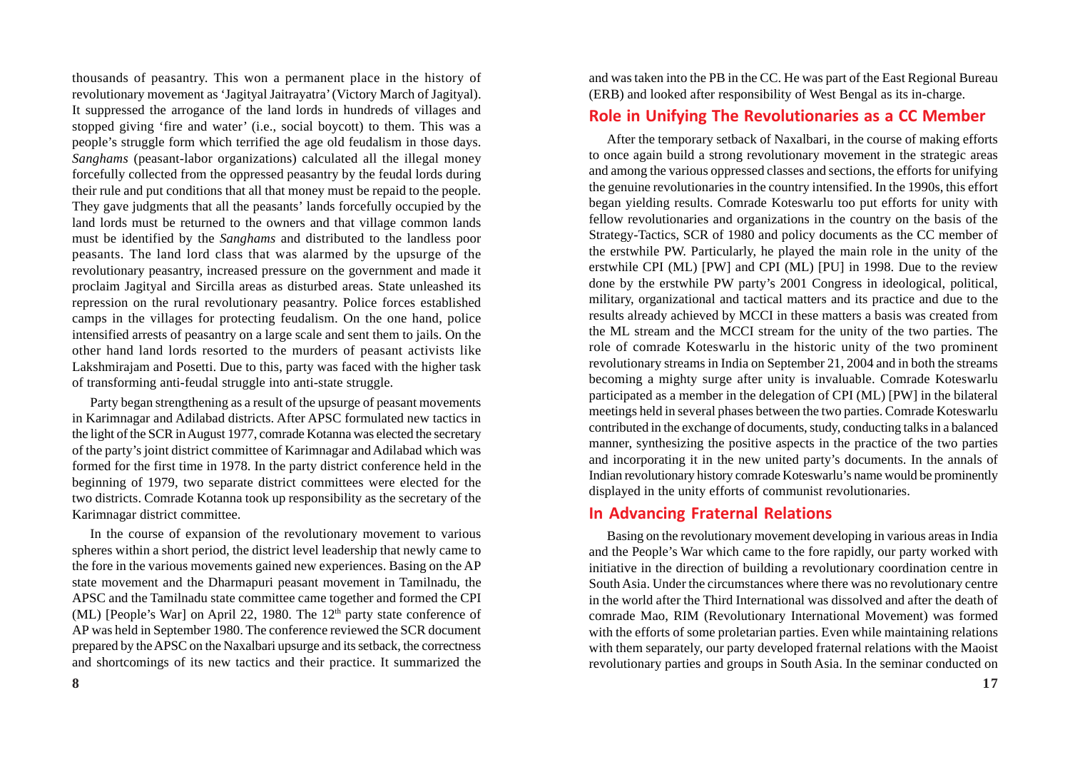thousands of peasantry. This won a permanent place in the history of revolutionary movement as 'Jagityal Jaitrayatra' (Victory March of Jagityal). It suppressed the arrogance of the land lords in hundreds of villages and stopped giving 'fire and water' (i.e., social boycott) to them. This was a people's struggle form which terrified the age old feudalism in those days. *Sanghams* (peasant-labor organizations) calculated all the illegal money forcefully collected from the oppressed peasantry by the feudal lords during their rule and put conditions that all that money must be repaid to the people. They gave judgments that all the peasants' lands forcefully occupied by the land lords must be returned to the owners and that village common lands must be identified by the *Sanghams* and distributed to the landless poor peasants. The land lord class that was alarmed by the upsurge of the revolutionary peasantry, increased pressure on the government and made it proclaim Jagityal and Sircilla areas as disturbed areas. State unleashed its repression on the rural revolutionary peasantry. Police forces established camps in the villages for protecting feudalism. On the one hand, police intensified arrests of peasantry on a large scale and sent them to jails. On the other hand land lords resorted to the murders of peasant activists like Lakshmirajam and Posetti. Due to this, party was faced with the higher task of transforming anti-feudal struggle into anti-state struggle.

Party began strengthening as a result of the upsurge of peasant movements in Karimnagar and Adilabad districts. After APSC formulated new tactics in the light of the SCR in August 1977, comrade Kotanna was elected the secretary of the party's joint district committee of Karimnagar and Adilabad which was formed for the first time in 1978. In the party district conference held in the beginning of 1979, two separate district committees were elected for the two districts. Comrade Kotanna took up responsibility as the secretary of the Karimnagar district committee.

In the course of expansion of the revolutionary movement to various spheres within a short period, the district level leadership that newly came to the fore in the various movements gained new experiences. Basing on the AP state movement and the Dharmapuri peasant movement in Tamilnadu, the APSC and the Tamilnadu state committee came together and formed the CPI (ML) [People's War] on April 22, 1980. The 12th party state conference of AP was held in September 1980. The conference reviewed the SCR document prepared by the APSC on the Naxalbari upsurge and its setback, the correctness and shortcomings of its new tactics and their practice. It summarized the

and was taken into the PB in the CC. He was part of the East Regional Bureau (ERB) and looked after responsibility of West Bengal as its in-charge.

## Role in Unifying The Revolutionaries as a CC Member

After the temporary setback of Naxalbari, in the course of making efforts to once again build a strong revolutionary movement in the strategic areas and among the various oppressed classes and sections, the efforts for unifying the genuine revolutionaries in the country intensified. In the 1990s, this effort began yielding results. Comrade Koteswarlu too put efforts for unity with fellow revolutionaries and organizations in the country on the basis of the Strategy-Tactics, SCR of 1980 and policy documents as the CC member of the erstwhile PW. Particularly, he played the main role in the unity of the erstwhile CPI (ML) [PW] and CPI (ML) [PU] in 1998. Due to the review done by the erstwhile PW party's 2001 Congress in ideological, political, military, organizational and tactical matters and its practice and due to the results already achieved by MCCI in these matters a basis was created from the ML stream and the MCCI stream for the unity of the two parties. The role of comrade Koteswarlu in the historic unity of the two prominent revolutionary streams in India on September 21, 2004 and in both the streams becoming a mighty surge after unity is invaluable. Comrade Koteswarlu participated as a member in the delegation of CPI (ML) [PW] in the bilateral meetings held in several phases between the two parties. Comrade Koteswarlu contributed in the exchange of documents, study, conducting talks in a balanced manner, synthesizing the positive aspects in the practice of the two parties and incorporating it in the new united party's documents. In the annals of Indian revolutionary history comrade Koteswarlu's name would be prominently displayed in the unity efforts of communist revolutionaries.

## In Advancing Fraternal Relations

Basing on the revolutionary movement developing in various areas in India and the People's War which came to the fore rapidly, our party worked with initiative in the direction of building a revolutionary coordination centre in South Asia. Under the circumstances where there was no revolutionary centre in the world after the Third International was dissolved and after the death of comrade Mao, RIM (Revolutionary International Movement) was formed with the efforts of some proletarian parties. Even while maintaining relations with them separately, our party developed fraternal relations with the Maoist revolutionary parties and groups in South Asia. In the seminar conducted on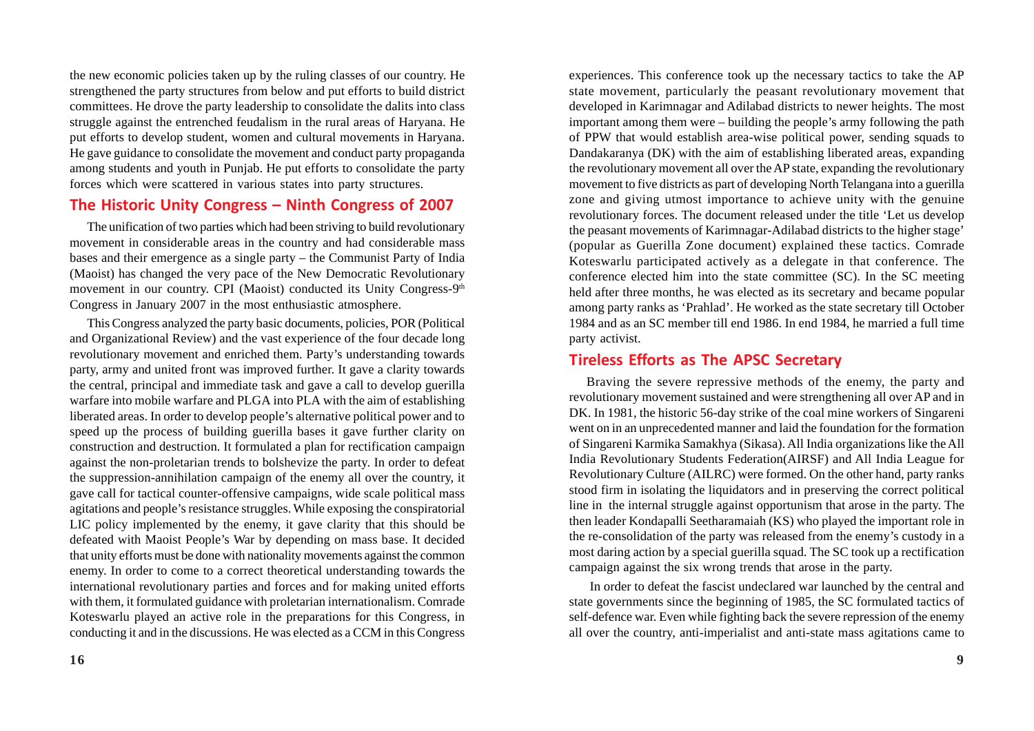the new economic policies taken up by the ruling classes of our country. He strengthened the party structures from below and put efforts to build district committees. He drove the party leadership to consolidate the dalits into class struggle against the entrenched feudalism in the rural areas of Haryana. He put efforts to develop student, women and cultural movements in Haryana. He gave guidance to consolidate the movement and conduct party propaganda among students and youth in Punjab. He put efforts to consolidate the party forces which were scattered in various states into party structures.

## The Historic Unity Congress – Ninth Congress of 2007

The unification of two parties which had been striving to build revolutionary movement in considerable areas in the country and had considerable mass bases and their emergence as a single party – the Communist Party of India (Maoist) has changed the very pace of the New Democratic Revolutionary movement in our country. CPI (Maoist) conducted its Unity Congress-9th Congress in January 2007 in the most enthusiastic atmosphere.

This Congress analyzed the party basic documents, policies, POR (Political and Organizational Review) and the vast experience of the four decade long revolutionary movement and enriched them. Party's understanding towards party, army and united front was improved further. It gave a clarity towards the central, principal and immediate task and gave a call to develop guerilla warfare into mobile warfare and PLGA into PLA with the aim of establishing liberated areas. In order to develop people's alternative political power and to speed up the process of building guerilla bases it gave further clarity on construction and destruction. It formulated a plan for rectification campaign against the non-proletarian trends to bolshevize the party. In order to defeat the suppression-annihilation campaign of the enemy all over the country, it gave call for tactical counter-offensive campaigns, wide scale political mass agitations and people's resistance struggles. While exposing the conspiratorial LIC policy implemented by the enemy, it gave clarity that this should be defeated with Maoist People's War by depending on mass base. It decided that unity efforts must be done with nationality movements against the common enemy. In order to come to a correct theoretical understanding towards the international revolutionary parties and forces and for making united efforts with them, it formulated guidance with proletarian internationalism. Comrade Koteswarlu played an active role in the preparations for this Congress, in conducting it and in the discussions. He was elected as a CCM in this Congress

experiences. This conference took up the necessary tactics to take the AP state movement, particularly the peasant revolutionary movement that developed in Karimnagar and Adilabad districts to newer heights. The most important among them were – building the people's army following the path of PPW that would establish area-wise political power, sending squads to Dandakaranya (DK) with the aim of establishing liberated areas, expanding the revolutionary movement all over the AP state, expanding the revolutionary movement to five districts as part of developing North Telangana into a guerilla zone and giving utmost importance to achieve unity with the genuine revolutionary forces. The document released under the title 'Let us develop the peasant movements of Karimnagar-Adilabad districts to the higher stage' (popular as Guerilla Zone document) explained these tactics. Comrade Koteswarlu participated actively as a delegate in that conference. The conference elected him into the state committee (SC). In the SC meeting held after three months, he was elected as its secretary and became popular among party ranks as 'Prahlad'. He worked as the state secretary till October 1984 and as an SC member till end 1986. In end 1984, he married a full time party activist.

## Tireless Efforts as The APSC Secretary

Braving the severe repressive methods of the enemy, the party and revolutionary movement sustained and were strengthening all over AP and in DK. In 1981, the historic 56-day strike of the coal mine workers of Singareni went on in an unprecedented manner and laid the foundation for the formation of Singareni Karmika Samakhya (Sikasa). All India organizations like the All India Revolutionary Students Federation(AIRSF) and All India League for Revolutionary Culture (AILRC) were formed. On the other hand, party ranks stood firm in isolating the liquidators and in preserving the correct political line in the internal struggle against opportunism that arose in the party. The then leader Kondapalli Seetharamaiah (KS) who played the important role in the re-consolidation of the party was released from the enemy's custody in a most daring action by a special guerilla squad. The SC took up a rectification campaign against the six wrong trends that arose in the party.

In order to defeat the fascist undeclared war launched by the central and state governments since the beginning of 1985, the SC formulated tactics of self-defence war. Even while fighting back the severe repression of the enemy all over the country, anti-imperialist and anti-state mass agitations came to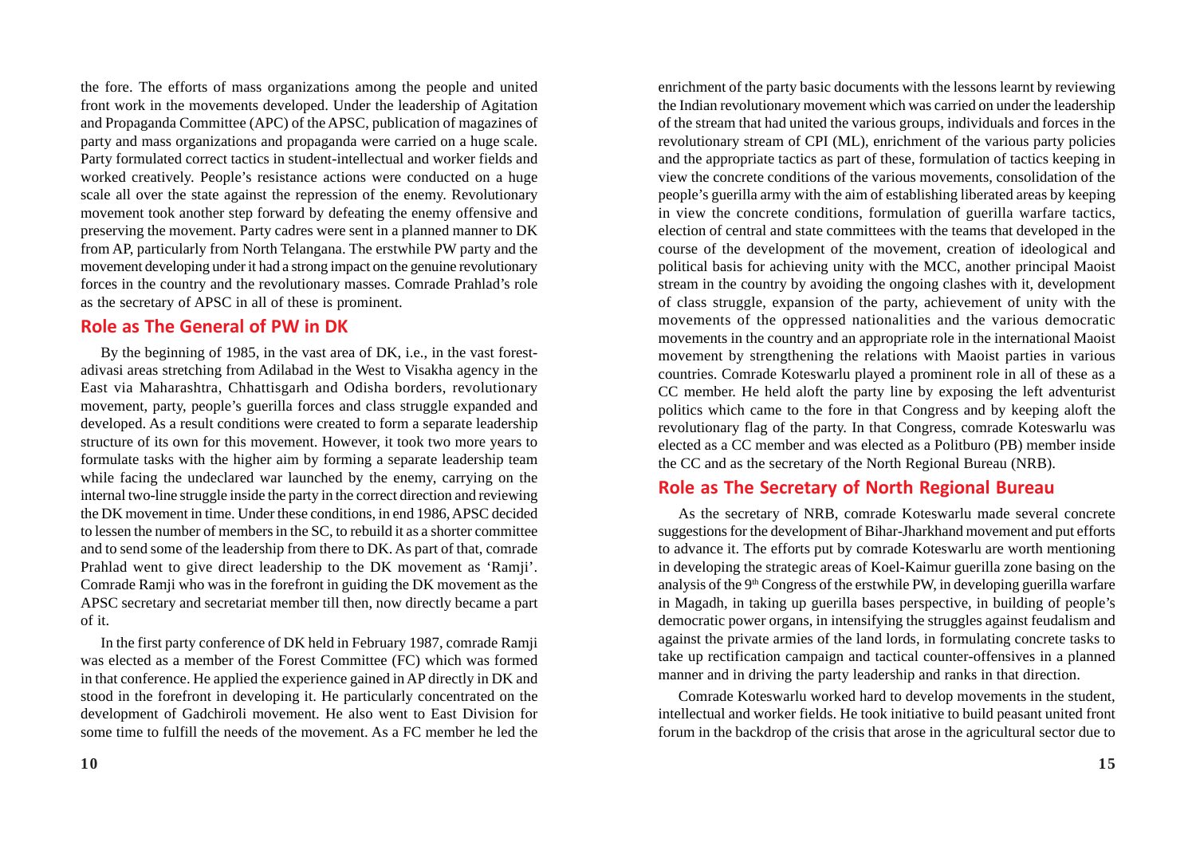the fore. The efforts of mass organizations among the people and united front work in the movements developed. Under the leadership of Agitation and Propaganda Committee (APC) of the APSC, publication of magazines of party and mass organizations and propaganda were carried on a huge scale. Party formulated correct tactics in student-intellectual and worker fields and worked creatively. People's resistance actions were conducted on a huge scale all over the state against the repression of the enemy. Revolutionary movement took another step forward by defeating the enemy offensive and preserving the movement. Party cadres were sent in a planned manner to DK from AP, particularly from North Telangana. The erstwhile PW party and the movement developing under it had a strong impact on the genuine revolutionary forces in the country and the revolutionary masses. Comrade Prahlad's role as the secretary of APSC in all of these is prominent.

## Role as The General of PW in DK

By the beginning of 1985, in the vast area of DK, i.e., in the vast forest-adivasi areas stretching from Adilabad in the West to Visakha agency in the East via Maharashtra, Chhattisgarh and Odisha borders, revolutionary movement, party, people's guerilla forces and class struggle expanded and developed. As a result conditions were created to form a separate leadership structure of its own for this movement. However, it took two more years to formulate tasks with the higher aim by forming a separate leadership team while facing the undeclared war launched by the enemy, carrying on the internal two-line struggle inside the party in the correct direction and reviewing the DK movement in time. Under these conditions, in end 1986, APSC decided to lessen the number of members in the SC, to rebuild it as a shorter committee and to send some of the leadership from there to DK. As part of that, comrade Prahlad went to give direct leadership to the DK movement as 'Ramji'. Comrade Ramji who was in the forefront in guiding the DK movement as the APSC secretary and secretariat member till then, now directly became a part of it.

In the first party conference of DK held in February 1987, comrade Ramji was elected as a member of the Forest Committee (FC) which was formed in that conference. He applied the experience gained in AP directly in DK and stood in the forefront in developing it. He particularly concentrated on the development of Gadchiroli movement. He also went to East Division for some time to fulfill the needs of the movement. As a FC member he led the

enrichment of the party basic documents with the lessons learnt by reviewing the Indian revolutionary movement which was carried on under the leadership of the stream that had united the various groups, individuals and forces in the revolutionary stream of CPI (ML), enrichment of the various party policies and the appropriate tactics as part of these, formulation of tactics keeping in view the concrete conditions of the various movements, consolidation of the people's guerilla army with the aim of establishing liberated areas by keeping in view the concrete conditions, formulation of guerilla warfare tactics, election of central and state committees with the teams that developed in the course of the development of the movement, creation of ideological and political basis for achieving unity with the MCC, another principal Maoist stream in the country by avoiding the ongoing clashes with it, development of class struggle, expansion of the party, achievement of unity with the movements of the oppressed nationalities and the various democratic movements in the country and an appropriate role in the international Maoist movement by strengthening the relations with Maoist parties in various countries. Comrade Koteswarlu played a prominent role in all of these as a CC member. He held aloft the party line by exposing the left adventurist politics which came to the fore in that Congress and by keeping aloft the revolutionary flag of the party. In that Congress, comrade Koteswarlu was elected as a CC member and was elected as a Politburo (PB) member inside the CC and as the secretary of the North Regional Bureau (NRB).

## Role as The Secretary of North Regional Bureau

As the secretary of NRB, comrade Koteswarlu made several concrete suggestions for the development of Bihar-Jharkhand movement and put efforts to advance it. The efforts put by comrade Koteswarlu are worth mentioning in developing the strategic areas of Koel-Kaimur guerilla zone basing on the analysis of the 9th Congress of the erstwhile PW, in developing guerilla warfare in Magadh, in taking up guerilla bases perspective, in building of people's democratic power organs, in intensifying the struggles against feudalism and against the private armies of the land lords, in formulating concrete tasks to take up rectification campaign and tactical counter-offensives in a planned manner and in driving the party leadership and ranks in that direction.

Comrade Koteswarlu worked hard to develop movements in the student, intellectual and worker fields. He took initiative to build peasant united front forum in the backdrop of the crisis that arose in the agricultural sector due to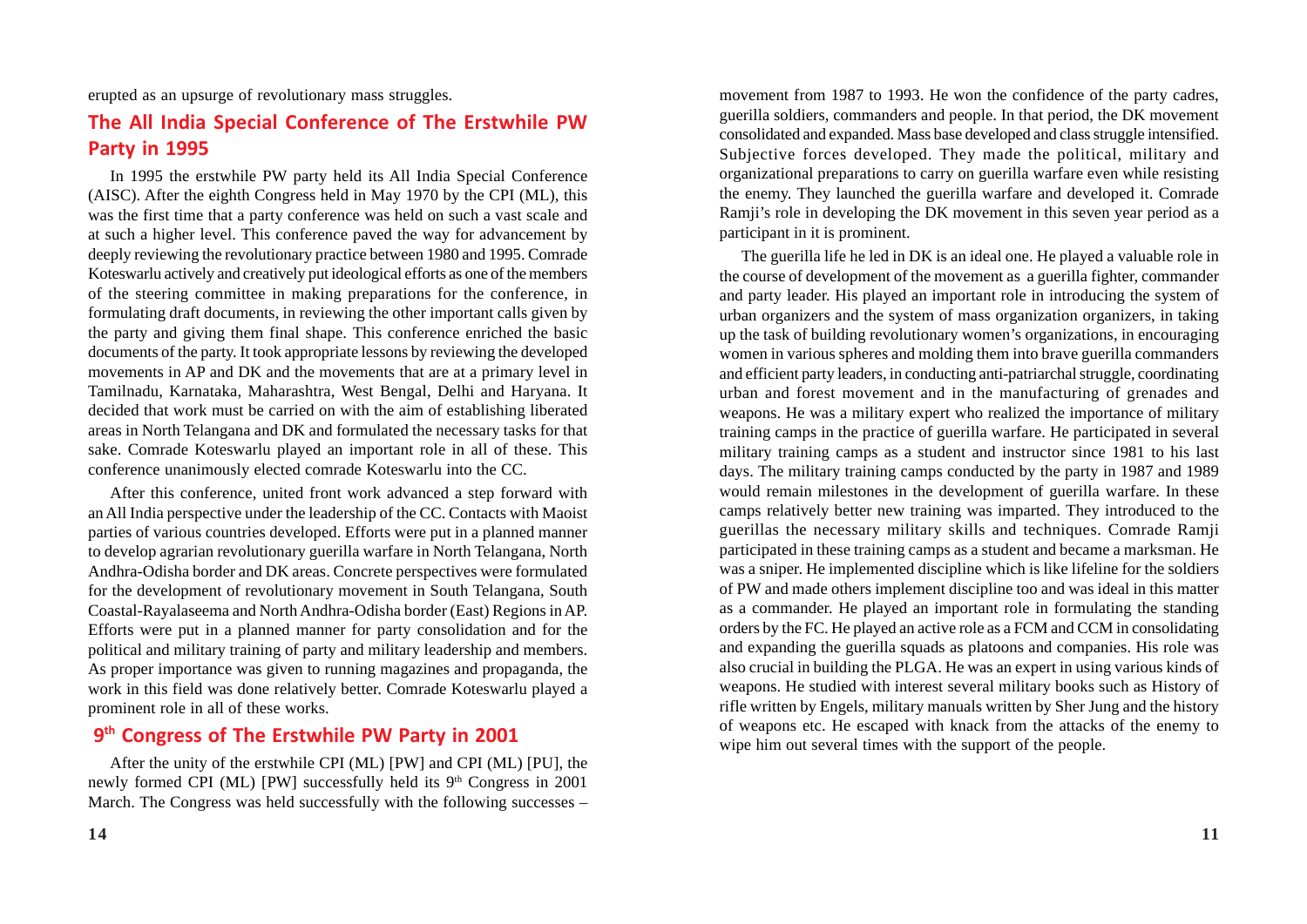erupted as an upsurge of revolutionary mass struggles.

## The All India Special Conference of The Erstwhile PW Party in 1995

In 1995 the erstwhile PW party held its All India Special Conference (AISC). After the eighth Congress held in May 1970 by the CPI (ML), this was the first time that a party conference was held on such a vast scale and at such a higher level. This conference paved the way for advancement by deeply reviewing the revolutionary practice between 1980 and 1995. Comrade Koteswarlu actively and creatively put ideological efforts as one of the members of the steering committee in making preparations for the conference, in formulating draft documents, in reviewing the other important calls given by the party and giving them final shape. This conference enriched the basic documents of the party. It took appropriate lessons by reviewing the developed movements in AP and DK and the movements that are at a primary level in Tamilnadu, Karnataka, Maharashtra, West Bengal, Delhi and Haryana. It decided that work must be carried on with the aim of establishing liberated areas in North Telangana and DK and formulated the necessary tasks for that sake. Comrade Koteswarlu played an important role in all of these. This conference unanimously elected comrade Koteswarlu into the CC.

After this conference, united front work advanced a step forward with an All India perspective under the leadership of the CC. Contacts with Maoist parties of various countries developed. Efforts were put in a planned manner to develop agrarian revolutionary guerilla warfare in North Telangana, North Andhra-Odisha border and DK areas. Concrete perspectives were formulated for the development of revolutionary movement in South Telangana, South Coastal-Rayalaseema and North Andhra-Odisha border (East) Regions in AP. Efforts were put in a planned manner for party consolidation and for the political and military training of party and military leadership and members. As proper importance was given to running magazines and propaganda, the work in this field was done relatively better. Comrade Koteswarlu played a prominent role in all of these works.

## 9th Congress of The Erstwhile PW Party in 2001

After the unity of the erstwhile CPI (ML) [PW] and CPI (ML) [PU], the newly formed CPI (ML) [PW] successfully held its 9th Congress in 2001 March. The Congress was held successfully with the following successes –

movement from 1987 to 1993. He won the confidence of the party cadres, guerilla soldiers, commanders and people. In that period, the DK movement consolidated and expanded. Mass base developed and class struggle intensified. Subjective forces developed. They made the political, military and organizational preparations to carry on guerilla warfare even while resisting the enemy. They launched the guerilla warfare and developed it. Comrade Ramji's role in developing the DK movement in this seven year period as a participant in it is prominent.

The guerilla life he led in DK is an ideal one. He played a valuable role in the course of development of the movement as a guerilla fighter, commander and party leader. His played an important role in introducing the system of urban organizers and the system of mass organization organizers, in taking up the task of building revolutionary women's organizations, in encouraging women in various spheres and molding them into brave guerilla commanders and efficient party leaders, in conducting anti-patriarchal struggle, coordinating urban and forest movement and in the manufacturing of grenades and weapons. He was a military expert who realized the importance of military training camps in the practice of guerilla warfare. He participated in several military training camps as a student and instructor since 1981 to his last days. The military training camps conducted by the party in 1987 and 1989 would remain milestones in the development of guerilla warfare. In these camps relatively better new training was imparted. They introduced to the guerillas the necessary military skills and techniques. Comrade Ramji participated in these training camps as a student and became a marksman. He was a sniper. He implemented discipline which is like lifeline for the soldiers of PW and made others implement discipline too and was ideal in this matter as a commander. He played an important role in formulating the standing orders by the FC. He played an active role as a FCM and CCM in consolidating and expanding the guerilla squads as platoons and companies. His role was also crucial in building the PLGA. He was an expert in using various kinds of weapons. He studied with interest several military books such as History of rifle written by Engels, military manuals written by Sher Jung and the history of weapons etc. He escaped with knack from the attacks of the enemy to wipe him out several times with the support of the people.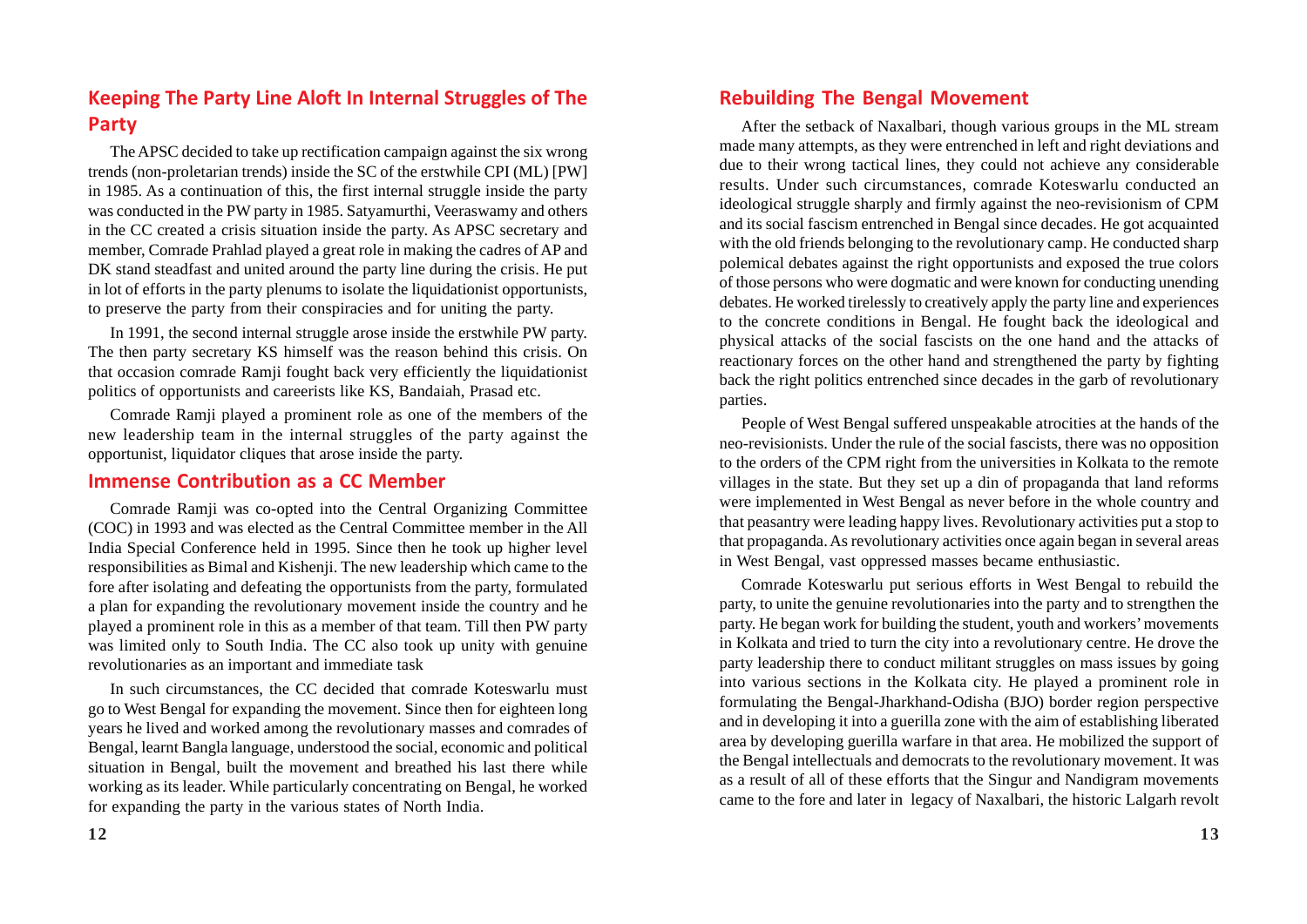## Keeping The Party Line Aloft In Internal Struggles of The Party

The APSC decided to take up rectification campaign against the six wrong trends (non-proletarian trends) inside the SC of the erstwhile CPI (ML) [PW] in 1985. As a continuation of this, the first internal struggle inside the party was conducted in the PW party in 1985. Satyamurthi, Veeraswamy and others in the CC created a crisis situation inside the party. As APSC secretary and member, Comrade Prahlad played a great role in making the cadres of AP and DK stand steadfast and united around the party line during the crisis. He put in lot of efforts in the party plenums to isolate the liquidationist opportunists, to preserve the party from their conspiracies and for uniting the party.

In 1991, the second internal struggle arose inside the erstwhile PW party. The then party secretary KS himself was the reason behind this crisis. On that occasion comrade Ramji fought back very efficiently the liquidationist politics of opportunists and careerists like KS, Bandaiah, Prasad etc.

Comrade Ramji played a prominent role as one of the members of the new leadership team in the internal struggles of the party against the opportunist, liquidator cliques that arose inside the party.

## Immense Contribution as a CC Member

Comrade Ramji was co-opted into the Central Organizing Committee (COC) in 1993 and was elected as the Central Committee member in the All India Special Conference held in 1995. Since then he took up higher level responsibilities as Bimal and Kishenji. The new leadership which came to the fore after isolating and defeating the opportunists from the party, formulated a plan for expanding the revolutionary movement inside the country and he played a prominent role in this as a member of that team. Till then PW party was limited only to South India. The CC also took up unity with genuine revolutionaries as an important and immediate task

In such circumstances, the CC decided that comrade Koteswarlu must go to West Bengal for expanding the movement. Since then for eighteen long years he lived and worked among the revolutionary masses and comrades of Bengal, learnt Bangla language, understood the social, economic and political situation in Bengal, built the movement and breathed his last there while working as its leader. While particularly concentrating on Bengal, he worked for expanding the party in the various states of North India.

## Rebuilding The Bengal Movement

After the setback of Naxalbari, though various groups in the ML stream made many attempts, as they were entrenched in left and right deviations and due to their wrong tactical lines, they could not achieve any considerable results. Under such circumstances, comrade Koteswarlu conducted an ideological struggle sharply and firmly against the neo-revisionism of CPM and its social fascism entrenched in Bengal since decades. He got acquainted with the old friends belonging to the revolutionary camp. He conducted sharp polemical debates against the right opportunists and exposed the true colors of those persons who were dogmatic and were known for conducting unending debates. He worked tirelessly to creatively apply the party line and experiences to the concrete conditions in Bengal. He fought back the ideological and physical attacks of the social fascists on the one hand and the attacks of reactionary forces on the other hand and strengthened the party by fighting back the right politics entrenched since decades in the garb of revolutionary parties.

People of West Bengal suffered unspeakable atrocities at the hands of the neo-revisionists. Under the rule of the social fascists, there was no opposition to the orders of the CPM right from the universities in Kolkata to the remote villages in the state. But they set up a din of propaganda that land reforms were implemented in West Bengal as never before in the whole country and that peasantry were leading happy lives. Revolutionary activities put a stop to that propaganda. As revolutionary activities once again began in several areas in West Bengal, vast oppressed masses became enthusiastic.

Comrade Koteswarlu put serious efforts in West Bengal to rebuild the party, to unite the genuine revolutionaries into the party and to strengthen the party. He began work for building the student, youth and workers' movements in Kolkata and tried to turn the city into a revolutionary centre. He drove the party leadership there to conduct militant struggles on mass issues by going into various sections in the Kolkata city. He played a prominent role in formulating the Bengal-Jharkhand-Odisha (BJO) border region perspective and in developing it into a guerilla zone with the aim of establishing liberated area by developing guerilla warfare in that area. He mobilized the support of the Bengal intellectuals and democrats to the revolutionary movement. It was as a result of all of these efforts that the Singur and Nandigram movements came to the fore and later in legacy of Naxalbari, the historic Lalgarh revolt